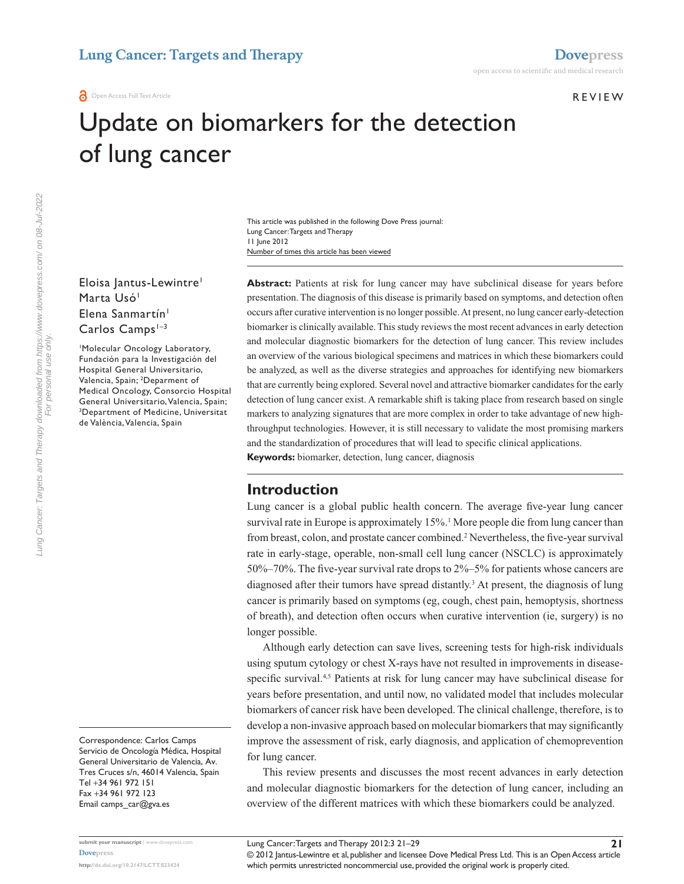# Update on biomarkers for the detection of lung cancer

This article was published in the following Dove Press journal:
Lung Cancer: Targets and Therapy
11 June 2012
Number of times this article has been viewed

Eloisa Jantus-Lewintre[1]
Marta Usó[1]
Elena Sanmartín[1]
Carlos Camps[1–3]

[1]Molecular Oncology Laboratory, Fundación para la Investigación del Hospital General Universitario, Valencia, Spain; [2]Deparment of Medical Oncology, Consorcio Hospital General Universitario, Valencia, Spain; [3]Department of Medicine, Universitat de València, Valencia, Spain

Correspondence: Carlos Camps
Servicio de Oncología Médica, Hospital General Universitario de Valencia, Av. Tres Cruces s/n, 46014 Valencia, Spain
Tel +34 961 972 151
Fax +34 961 972 123
Email camps_car@gva.es

**Abstract:** Patients at risk for lung cancer may have subclinical disease for years before presentation. The diagnosis of this disease is primarily based on symptoms, and detection often occurs after curative intervention is no longer possible. At present, no lung cancer early-detection biomarker is clinically available. This study reviews the most recent advances in early detection and molecular diagnostic biomarkers for the detection of lung cancer. This review includes an overview of the various biological specimens and matrices in which these biomarkers could be analyzed, as well as the diverse strategies and approaches for identifying new biomarkers that are currently being explored. Several novel and attractive biomarker candidates for the early detection of lung cancer exist. A remarkable shift is taking place from research based on single markers to analyzing signatures that are more complex in order to take advantage of new high-throughput technologies. However, it is still necessary to validate the most promising markers and the standardization of procedures that will lead to specific clinical applications.

**Keywords:** biomarker, detection, lung cancer, diagnosis

## Introduction

Lung cancer is a global public health concern. The average five-year lung cancer survival rate in Europe is approximately 15%.[1] More people die from lung cancer than from breast, colon, and prostate cancer combined.[2] Nevertheless, the five-year survival rate in early-stage, operable, non-small cell lung cancer (NSCLC) is approximately 50%–70%. The five-year survival rate drops to 2%–5% for patients whose cancers are diagnosed after their tumors have spread distantly.[3] At present, the diagnosis of lung cancer is primarily based on symptoms (eg, cough, chest pain, hemoptysis, shortness of breath), and detection often occurs when curative intervention (ie, surgery) is no longer possible.

Although early detection can save lives, screening tests for high-risk individuals using sputum cytology or chest X-rays have not resulted in improvements in disease-specific survival.[4,5] Patients at risk for lung cancer may have subclinical disease for years before presentation, and until now, no validated model that includes molecular biomarkers of cancer risk have been developed. The clinical challenge, therefore, is to develop a non-invasive approach based on molecular biomarkers that may significantly improve the assessment of risk, early diagnosis, and application of chemoprevention for lung cancer.

This review presents and discusses the most recent advances in early detection and molecular diagnostic biomarkers for the detection of lung cancer, including an overview of the different matrices with which these biomarkers could be analyzed.

© 2012 Jantus-Lewintre et al, publisher and licensee Dove Medical Press Ltd. This is an Open Access article which permits unrestricted noncommercial use, provided the original work is properly cited.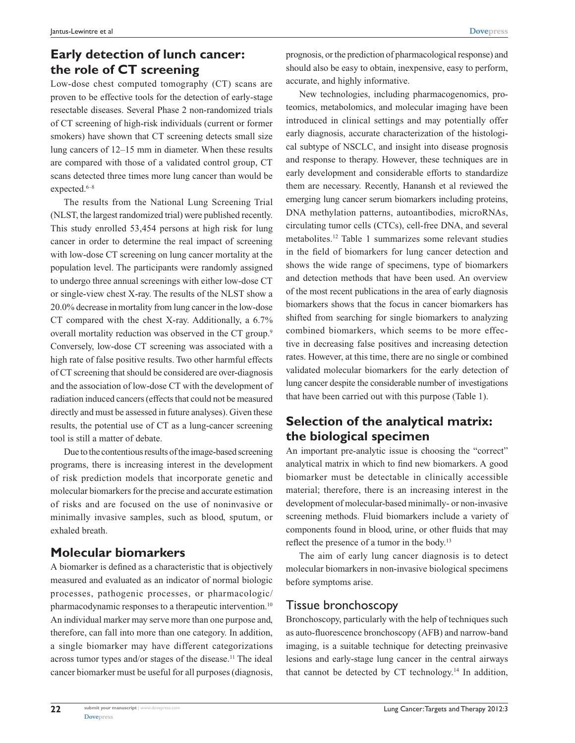## Early detection of lunch cancer: the role of CT screening

Low-dose chest computed tomography (CT) scans are proven to be effective tools for the detection of early-stage resectable diseases. Several Phase 2 non-randomized trials of CT screening of high-risk individuals (current or former smokers) have shown that CT screening detects small size lung cancers of 12–15 mm in diameter. When these results are compared with those of a validated control group, CT scans detected three times more lung cancer than would be expected.[6–8]

The results from the National Lung Screening Trial (NLST, the largest randomized trial) were published recently. This study enrolled 53,454 persons at high risk for lung cancer in order to determine the real impact of screening with low-dose CT screening on lung cancer mortality at the population level. The participants were randomly assigned to undergo three annual screenings with either low-dose CT or single-view chest X-ray. The results of the NLST show a 20.0% decrease in mortality from lung cancer in the low-dose CT compared with the chest X-ray. Additionally, a 6.7% overall mortality reduction was observed in the CT group.[9] Conversely, low-dose CT screening was associated with a high rate of false positive results. Two other harmful effects of CT screening that should be considered are over-diagnosis and the association of low-dose CT with the development of radiation induced cancers (effects that could not be measured directly and must be assessed in future analyses). Given these results, the potential use of CT as a lung-cancer screening tool is still a matter of debate.

Due to the contentious results of the image-based screening programs, there is increasing interest in the development of risk prediction models that incorporate genetic and molecular biomarkers for the precise and accurate estimation of risks and are focused on the use of noninvasive or minimally invasive samples, such as blood, sputum, or exhaled breath.

## Molecular biomarkers

A biomarker is defined as a characteristic that is objectively measured and evaluated as an indicator of normal biologic processes, pathogenic processes, or pharmacologic/pharmacodynamic responses to a therapeutic intervention.[10] An individual marker may serve more than one purpose and, therefore, can fall into more than one category. In addition, a single biomarker may have different categorizations across tumor types and/or stages of the disease.[11] The ideal cancer biomarker must be useful for all purposes (diagnosis, prognosis, or the prediction of pharmacological response) and should also be easy to obtain, inexpensive, easy to perform, accurate, and highly informative.

New technologies, including pharmacogenomics, proteomics, metabolomics, and molecular imaging have been introduced in clinical settings and may potentially offer early diagnosis, accurate characterization of the histological subtype of NSCLC, and insight into disease prognosis and response to therapy. However, these techniques are in early development and considerable efforts to standardize them are necessary. Recently, Hanansh et al reviewed the emerging lung cancer serum biomarkers including proteins, DNA methylation patterns, autoantibodies, microRNAs, circulating tumor cells (CTCs), cell-free DNA, and several metabolites.[12] Table 1 summarizes some relevant studies in the field of biomarkers for lung cancer detection and shows the wide range of specimens, type of biomarkers and detection methods that have been used. An overview of the most recent publications in the area of early diagnosis biomarkers shows that the focus in cancer biomarkers has shifted from searching for single biomarkers to analyzing combined biomarkers, which seems to be more effective in decreasing false positives and increasing detection rates. However, at this time, there are no single or combined validated molecular biomarkers for the early detection of lung cancer despite the considerable number of investigations that have been carried out with this purpose (Table 1).

## Selection of the analytical matrix: the biological specimen

An important pre-analytic issue is choosing the "correct" analytical matrix in which to find new biomarkers. A good biomarker must be detectable in clinically accessible material; therefore, there is an increasing interest in the development of molecular-based minimally- or non-invasive screening methods. Fluid biomarkers include a variety of components found in blood, urine, or other fluids that may reflect the presence of a tumor in the body.[13]

The aim of early lung cancer diagnosis is to detect molecular biomarkers in non-invasive biological specimens before symptoms arise.

### Tissue bronchoscopy

Bronchoscopy, particularly with the help of techniques such as auto-fluorescence bronchoscopy (AFB) and narrow-band imaging, is a suitable technique for detecting preinvasive lesions and early-stage lung cancer in the central airways that cannot be detected by CT technology.[14] In addition,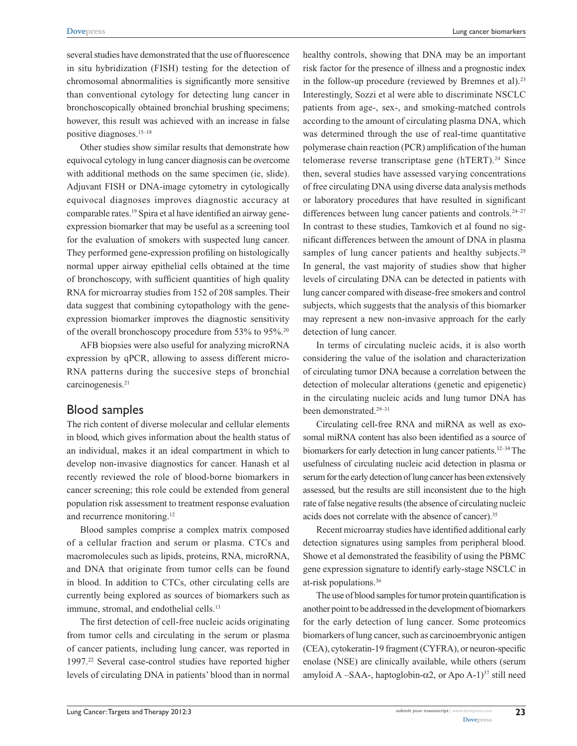several studies have demonstrated that the use of fluorescence in situ hybridization (FISH) testing for the detection of chromosomal abnormalities is significantly more sensitive than conventional cytology for detecting lung cancer in bronchoscopically obtained bronchial brushing specimens; however, this result was achieved with an increase in false positive diagnoses.[15–18]

Other studies show similar results that demonstrate how equivocal cytology in lung cancer diagnosis can be overcome with additional methods on the same specimen (ie, slide). Adjuvant FISH or DNA-image cytometry in cytologically equivocal diagnoses improves diagnostic accuracy at comparable rates.[19] Spira et al have identified an airway gene-expression biomarker that may be useful as a screening tool for the evaluation of smokers with suspected lung cancer. They performed gene-expression profiling on histologically normal upper airway epithelial cells obtained at the time of bronchoscopy, with sufficient quantities of high quality RNA for microarray studies from 152 of 208 samples. Their data suggest that combining cytopathology with the gene-expression biomarker improves the diagnostic sensitivity of the overall bronchoscopy procedure from 53% to 95%.[20]

AFB biopsies were also useful for analyzing microRNA expression by qPCR, allowing to assess different micro-RNA patterns during the succesive steps of bronchial carcinogenesis.[21]

## Blood samples

The rich content of diverse molecular and cellular elements in blood, which gives information about the health status of an individual, makes it an ideal compartment in which to develop non-invasive diagnostics for cancer. Hanash et al recently reviewed the role of blood-borne biomarkers in cancer screening; this role could be extended from general population risk assessment to treatment response evaluation and recurrence monitoring.[12]

Blood samples comprise a complex matrix composed of a cellular fraction and serum or plasma. CTCs and macromolecules such as lipids, proteins, RNA, microRNA, and DNA that originate from tumor cells can be found in blood. In addition to CTCs, other circulating cells are currently being explored as sources of biomarkers such as immune, stromal, and endothelial cells.[13]

The first detection of cell-free nucleic acids originating from tumor cells and circulating in the serum or plasma of cancer patients, including lung cancer, was reported in 1997.[22] Several case-control studies have reported higher levels of circulating DNA in patients' blood than in normal healthy controls, showing that DNA may be an important risk factor for the presence of illness and a prognostic index in the follow-up procedure (reviewed by Bremnes et al).[23] Interestingly, Sozzi et al were able to discriminate NSCLC patients from age-, sex-, and smoking-matched controls according to the amount of circulating plasma DNA, which was determined through the use of real-time quantitative polymerase chain reaction (PCR) amplification of the human telomerase reverse transcriptase gene (hTERT).[24] Since then, several studies have assessed varying concentrations of free circulating DNA using diverse data analysis methods or laboratory procedures that have resulted in significant differences between lung cancer patients and controls.[24–27] In contrast to these studies, Tamkovich et al found no significant differences between the amount of DNA in plasma samples of lung cancer patients and healthy subjects.[28] In general, the vast majority of studies show that higher levels of circulating DNA can be detected in patients with lung cancer compared with disease-free smokers and control subjects, which suggests that the analysis of this biomarker may represent a new non-invasive approach for the early detection of lung cancer.

In terms of circulating nucleic acids, it is also worth considering the value of the isolation and characterization of circulating tumor DNA because a correlation between the detection of molecular alterations (genetic and epigenetic) in the circulating nucleic acids and lung tumor DNA has been demonstrated.[29–31]

Circulating cell-free RNA and miRNA as well as exosomal miRNA content has also been identified as a source of biomarkers for early detection in lung cancer patients.[32–34] The usefulness of circulating nucleic acid detection in plasma or serum for the early detection of lung cancer has been extensively assessed, but the results are still inconsistent due to the high rate of false negative results (the absence of circulating nucleic acids does not correlate with the absence of cancer).[35]

Recent microarray studies have identified additional early detection signatures using samples from peripheral blood. Showe et al demonstrated the feasibility of using the PBMC gene expression signature to identify early-stage NSCLC in at-risk populations.[36]

The use of blood samples for tumor protein quantification is another point to be addressed in the development of biomarkers for the early detection of lung cancer. Some proteomics biomarkers of lung cancer, such as carcinoembryonic antigen (CEA), cytokeratin-19 fragment (CYFRA), or neuron-specific enolase (NSE) are clinically available, while others (serum amyloid A –SAA-, haptoglobin-$\alpha$2, or Apo A-1)[37] still need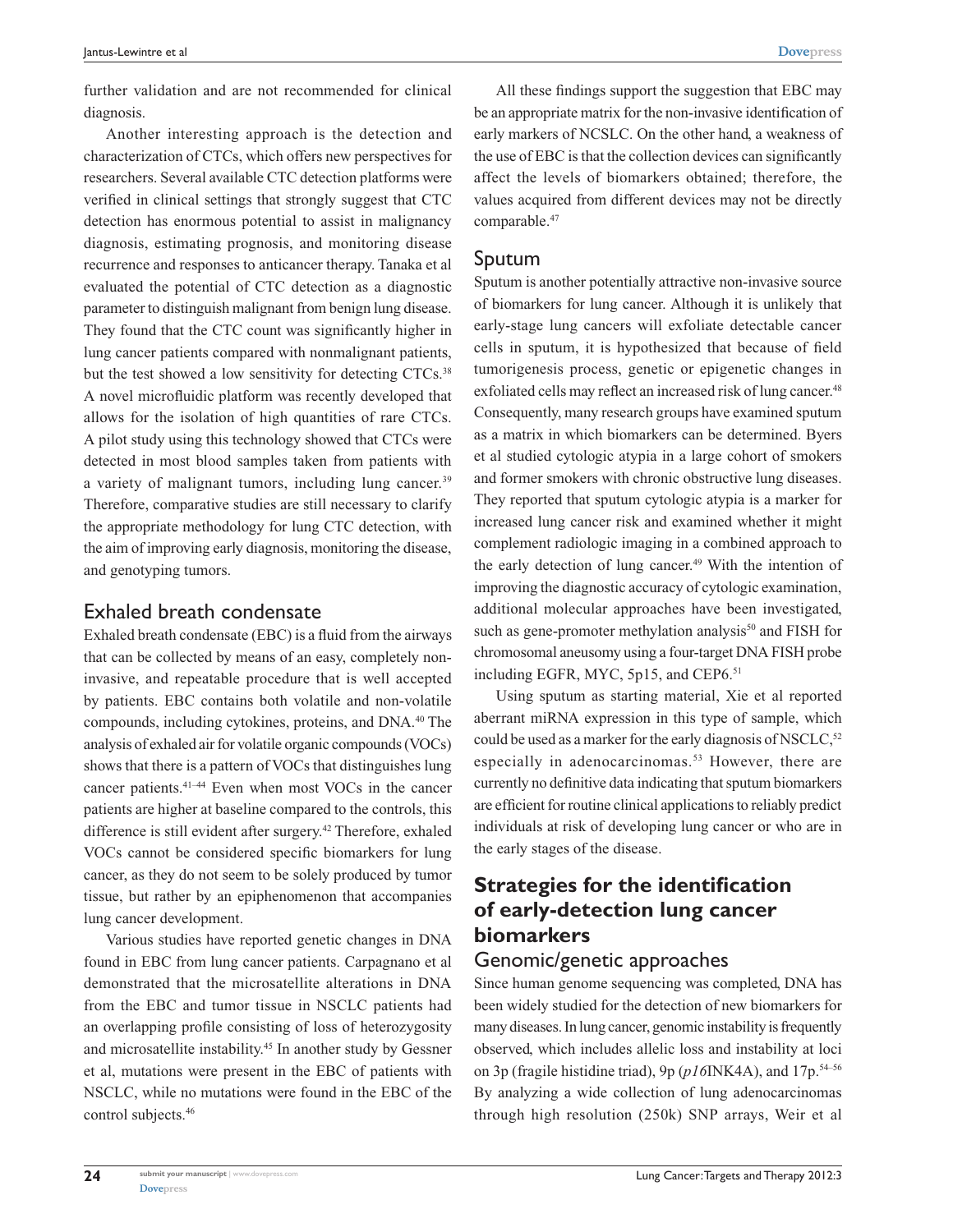further validation and are not recommended for clinical diagnosis.

Another interesting approach is the detection and characterization of CTCs, which offers new perspectives for researchers. Several available CTC detection platforms were verified in clinical settings that strongly suggest that CTC detection has enormous potential to assist in malignancy diagnosis, estimating prognosis, and monitoring disease recurrence and responses to anticancer therapy. Tanaka et al evaluated the potential of CTC detection as a diagnostic parameter to distinguish malignant from benign lung disease. They found that the CTC count was significantly higher in lung cancer patients compared with nonmalignant patients, but the test showed a low sensitivity for detecting CTCs.[38] A novel microfluidic platform was recently developed that allows for the isolation of high quantities of rare CTCs. A pilot study using this technology showed that CTCs were detected in most blood samples taken from patients with a variety of malignant tumors, including lung cancer.[39] Therefore, comparative studies are still necessary to clarify the appropriate methodology for lung CTC detection, with the aim of improving early diagnosis, monitoring the disease, and genotyping tumors.

## Exhaled breath condensate

Exhaled breath condensate (EBC) is a fluid from the airways that can be collected by means of an easy, completely non-invasive, and repeatable procedure that is well accepted by patients. EBC contains both volatile and non-volatile compounds, including cytokines, proteins, and DNA.[40] The analysis of exhaled air for volatile organic compounds (VOCs) shows that there is a pattern of VOCs that distinguishes lung cancer patients.[41–44] Even when most VOCs in the cancer patients are higher at baseline compared to the controls, this difference is still evident after surgery.[42] Therefore, exhaled VOCs cannot be considered specific biomarkers for lung cancer, as they do not seem to be solely produced by tumor tissue, but rather by an epiphenomenon that accompanies lung cancer development.

Various studies have reported genetic changes in DNA found in EBC from lung cancer patients. Carpagnano et al demonstrated that the microsatellite alterations in DNA from the EBC and tumor tissue in NSCLC patients had an overlapping profile consisting of loss of heterozygosity and microsatellite instability.[45] In another study by Gessner et al, mutations were present in the EBC of patients with NSCLC, while no mutations were found in the EBC of the control subjects.[46]

All these findings support the suggestion that EBC may be an appropriate matrix for the non-invasive identification of early markers of NCSLC. On the other hand, a weakness of the use of EBC is that the collection devices can significantly affect the levels of biomarkers obtained; therefore, the values acquired from different devices may not be directly comparable.[47]

## Sputum

Sputum is another potentially attractive non-invasive source of biomarkers for lung cancer. Although it is unlikely that early-stage lung cancers will exfoliate detectable cancer cells in sputum, it is hypothesized that because of field tumorigenesis process, genetic or epigenetic changes in exfoliated cells may reflect an increased risk of lung cancer.[48] Consequently, many research groups have examined sputum as a matrix in which biomarkers can be determined. Byers et al studied cytologic atypia in a large cohort of smokers and former smokers with chronic obstructive lung diseases. They reported that sputum cytologic atypia is a marker for increased lung cancer risk and examined whether it might complement radiologic imaging in a combined approach to the early detection of lung cancer.[49] With the intention of improving the diagnostic accuracy of cytologic examination, additional molecular approaches have been investigated, such as gene-promoter methylation analysis[50] and FISH for chromosomal aneusomy using a four-target DNA FISH probe including EGFR, MYC, 5p15, and CEP6.[51]

Using sputum as starting material, Xie et al reported aberrant miRNA expression in this type of sample, which could be used as a marker for the early diagnosis of NSCLC,[52] especially in adenocarcinomas.[53] However, there are currently no definitive data indicating that sputum biomarkers are efficient for routine clinical applications to reliably predict individuals at risk of developing lung cancer or who are in the early stages of the disease.

# Strategies for the identification of early-detection lung cancer biomarkers

## Genomic/genetic approaches

Since human genome sequencing was completed, DNA has been widely studied for the detection of new biomarkers for many diseases. In lung cancer, genomic instability is frequently observed, which includes allelic loss and instability at loci on 3p (fragile histidine triad), 9p (*p16*INK4A), and 17p.[54–56] By analyzing a wide collection of lung adenocarcinomas through high resolution (250k) SNP arrays, Weir et al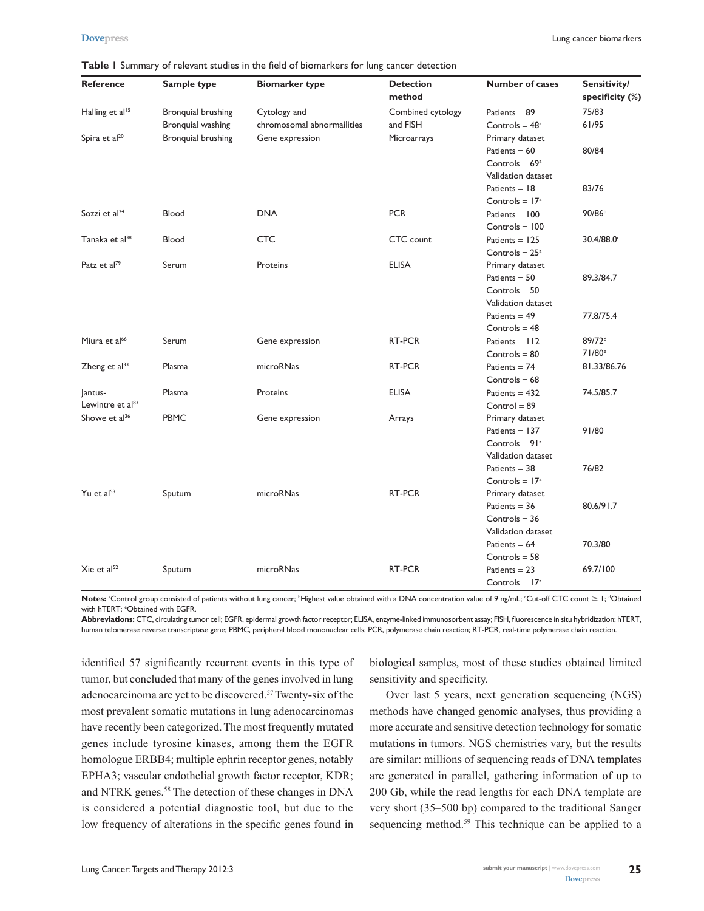**Table 1** Summary of relevant studies in the field of biomarkers for lung cancer detection

| Reference | Sample type | Biomarker type | Detection method | Number of cases | Sensitivity/ specificity (%) |
|---|---|---|---|---|---|
| Halling et al[15] | Bronquial brushing | Cytology and | Combined cytology | Patients = 89 | 75/83 |
| | Bronquial washing | chromosomal abnormailities | and FISH | Controls = 48[a] | 61/95 |
| Spira et al[20] | Bronquial brushing | Gene expression | Microarrays | Primary dataset | |
| | | | | Patients = 60 | 80/84 |
| | | | | Controls = 69[a] | |
| | | | | Validation dataset | |
| | | | | Patients = 18 | 83/76 |
| | | | | Controls = 17[a] | |
| Sozzi et al[24] | Blood | DNA | PCR | Patients = 100 | 90/86[b] |
| | | | | Controls = 100 | |
| Tanaka et al[38] | Blood | CTC | CTC count | Patients = 125 | 30.4/88.0[c] |
| | | | | Controls = 25[a] | |
| Patz et al[79] | Serum | Proteins | ELISA | Primary dataset | |
| | | | | Patients = 50 | 89.3/84.7 |
| | | | | Controls = 50 | |
| | | | | Validation dataset | |
| | | | | Patients = 49 | 77.8/75.4 |
| | | | | Controls = 48 | |
| Miura et al[66] | Serum | Gene expression | RT-PCR | Patients = 112 | 89/72[d] |
| | | | | Controls = 80 | 71/80[e] |
| Zheng et al[33] | Plasma | microRNAs | RT-PCR | Patients = 74 | 81.33/86.76 |
| | | | | Controls = 68 | |
| Jantus-Lewintre et al[83] | Plasma | Proteins | ELISA | Patients = 432 | 74.5/85.7 |
| | | | | Control = 89 | |
| Showe et al[36] | PBMC | Gene expression | Arrays | Primary dataset | |
| | | | | Patients = 137 | 91/80 |
| | | | | Controls = 91[a] | |
| | | | | Validation dataset | |
| | | | | Patients = 38 | 76/82 |
| | | | | Controls = 17[a] | |
| Yu et al[53] | Sputum | microRNAs | RT-PCR | Primary dataset | |
| | | | | Patients = 36 | 80.6/91.7 |
| | | | | Controls = 36 | |
| | | | | Validation dataset | |
| | | | | Patients = 64 | 70.3/80 |
| | | | | Controls = 58 | |
| Xie et al[52] | Sputum | microRNAs | RT-PCR | Patients = 23 | 69.7/100 |
| | | | | Controls = 17[a] | |

**Notes:** [a]Control group consisted of patients without lung cancer; [b]Highest value obtained with a DNA concentration value of 9 ng/mL; [c]Cut-off CTC count ≥ 1; [d]Obtained with hTERT; [e]Obtained with EGFR.

**Abbreviations:** CTC, circulating tumor cell; EGFR, epidermal growth factor receptor; ELISA, enzyme-linked immunosorbent assay; FISH, fluorescence in situ hybridization; hTERT, human telomerase reverse transcriptase gene; PBMC, peripheral blood mononuclear cells; PCR, polymerase chain reaction; RT-PCR, real-time polymerase chain reaction.

identified 57 significantly recurrent events in this type of tumor, but concluded that many of the genes involved in lung adenocarcinoma are yet to be discovered.[57] Twenty-six of the most prevalent somatic mutations in lung adenocarcinomas have recently been categorized. The most frequently mutated genes include tyrosine kinases, among them the EGFR homologue ERBB4; multiple ephrin receptor genes, notably EPHA3; vascular endothelial growth factor receptor, KDR; and NTRK genes.[58] The detection of these changes in DNA is considered a potential diagnostic tool, but due to the low frequency of alterations in the specific genes found in biological samples, most of these studies obtained limited sensitivity and specificity.

Over last 5 years, next generation sequencing (NGS) methods have changed genomic analyses, thus providing a more accurate and sensitive detection technology for somatic mutations in tumors. NGS chemistries vary, but the results are similar: millions of sequencing reads of DNA templates are generated in parallel, gathering information of up to 200 Gb, while the read lengths for each DNA template are very short (35–500 bp) compared to the traditional Sanger sequencing method.[59] This technique can be applied to a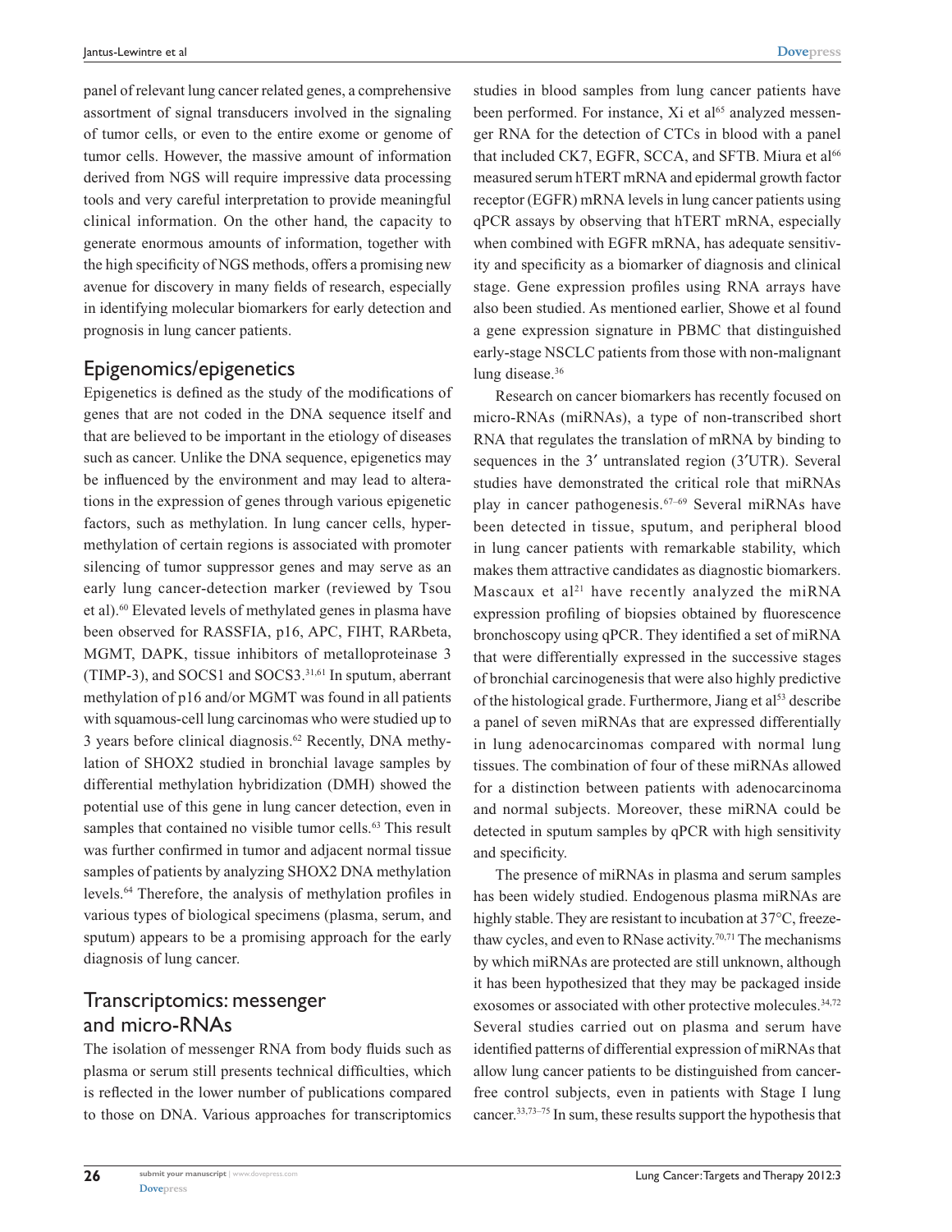panel of relevant lung cancer related genes, a comprehensive assortment of signal transducers involved in the signaling of tumor cells, or even to the entire exome or genome of tumor cells. However, the massive amount of information derived from NGS will require impressive data processing tools and very careful interpretation to provide meaningful clinical information. On the other hand, the capacity to generate enormous amounts of information, together with the high specificity of NGS methods, offers a promising new avenue for discovery in many fields of research, especially in identifying molecular biomarkers for early detection and prognosis in lung cancer patients.

## Epigenomics/epigenetics

Epigenetics is defined as the study of the modifications of genes that are not coded in the DNA sequence itself and that are believed to be important in the etiology of diseases such as cancer. Unlike the DNA sequence, epigenetics may be influenced by the environment and may lead to alterations in the expression of genes through various epigenetic factors, such as methylation. In lung cancer cells, hypermethylation of certain regions is associated with promoter silencing of tumor suppressor genes and may serve as an early lung cancer-detection marker (reviewed by Tsou et al).[60] Elevated levels of methylated genes in plasma have been observed for RASSFIA, p16, APC, FIHT, RARbeta, MGMT, DAPK, tissue inhibitors of metalloproteinase 3 (TIMP-3), and SOCS1 and SOCS3.[31,61] In sputum, aberrant methylation of p16 and/or MGMT was found in all patients with squamous-cell lung carcinomas who were studied up to 3 years before clinical diagnosis.[62] Recently, DNA methylation of SHOX2 studied in bronchial lavage samples by differential methylation hybridization (DMH) showed the potential use of this gene in lung cancer detection, even in samples that contained no visible tumor cells.[63] This result was further confirmed in tumor and adjacent normal tissue samples of patients by analyzing SHOX2 DNA methylation levels.[64] Therefore, the analysis of methylation profiles in various types of biological specimens (plasma, serum, and sputum) appears to be a promising approach for the early diagnosis of lung cancer.

## Transcriptomics: messenger and micro-RNAs

The isolation of messenger RNA from body fluids such as plasma or serum still presents technical difficulties, which is reflected in the lower number of publications compared to those on DNA. Various approaches for transcriptomics studies in blood samples from lung cancer patients have been performed. For instance, Xi et al[65] analyzed messenger RNA for the detection of CTCs in blood with a panel that included CK7, EGFR, SCCA, and SFTB. Miura et al[66] measured serum hTERT mRNA and epidermal growth factor receptor (EGFR) mRNA levels in lung cancer patients using qPCR assays by observing that hTERT mRNA, especially when combined with EGFR mRNA, has adequate sensitivity and specificity as a biomarker of diagnosis and clinical stage. Gene expression profiles using RNA arrays have also been studied. As mentioned earlier, Showe et al found a gene expression signature in PBMC that distinguished early-stage NSCLC patients from those with non-malignant lung disease.[36]

Research on cancer biomarkers has recently focused on micro-RNAs (miRNAs), a type of non-transcribed short RNA that regulates the translation of mRNA by binding to sequences in the 3′ untranslated region (3′UTR). Several studies have demonstrated the critical role that miRNAs play in cancer pathogenesis.[67–69] Several miRNAs have been detected in tissue, sputum, and peripheral blood in lung cancer patients with remarkable stability, which makes them attractive candidates as diagnostic biomarkers. Mascaux et al[21] have recently analyzed the miRNA expression profiling of biopsies obtained by fluorescence bronchoscopy using qPCR. They identified a set of miRNA that were differentially expressed in the successive stages of bronchial carcinogenesis that were also highly predictive of the histological grade. Furthermore, Jiang et al[53] describe a panel of seven miRNAs that are expressed differentially in lung adenocarcinomas compared with normal lung tissues. The combination of four of these miRNAs allowed for a distinction between patients with adenocarcinoma and normal subjects. Moreover, these miRNA could be detected in sputum samples by qPCR with high sensitivity and specificity.

The presence of miRNAs in plasma and serum samples has been widely studied. Endogenous plasma miRNAs are highly stable. They are resistant to incubation at 37°C, freeze-thaw cycles, and even to RNase activity.[70,71] The mechanisms by which miRNAs are protected are still unknown, although it has been hypothesized that they may be packaged inside exosomes or associated with other protective molecules.[34,72] Several studies carried out on plasma and serum have identified patterns of differential expression of miRNAs that allow lung cancer patients to be distinguished from cancer-free control subjects, even in patients with Stage I lung cancer.[33,73–75] In sum, these results support the hypothesis that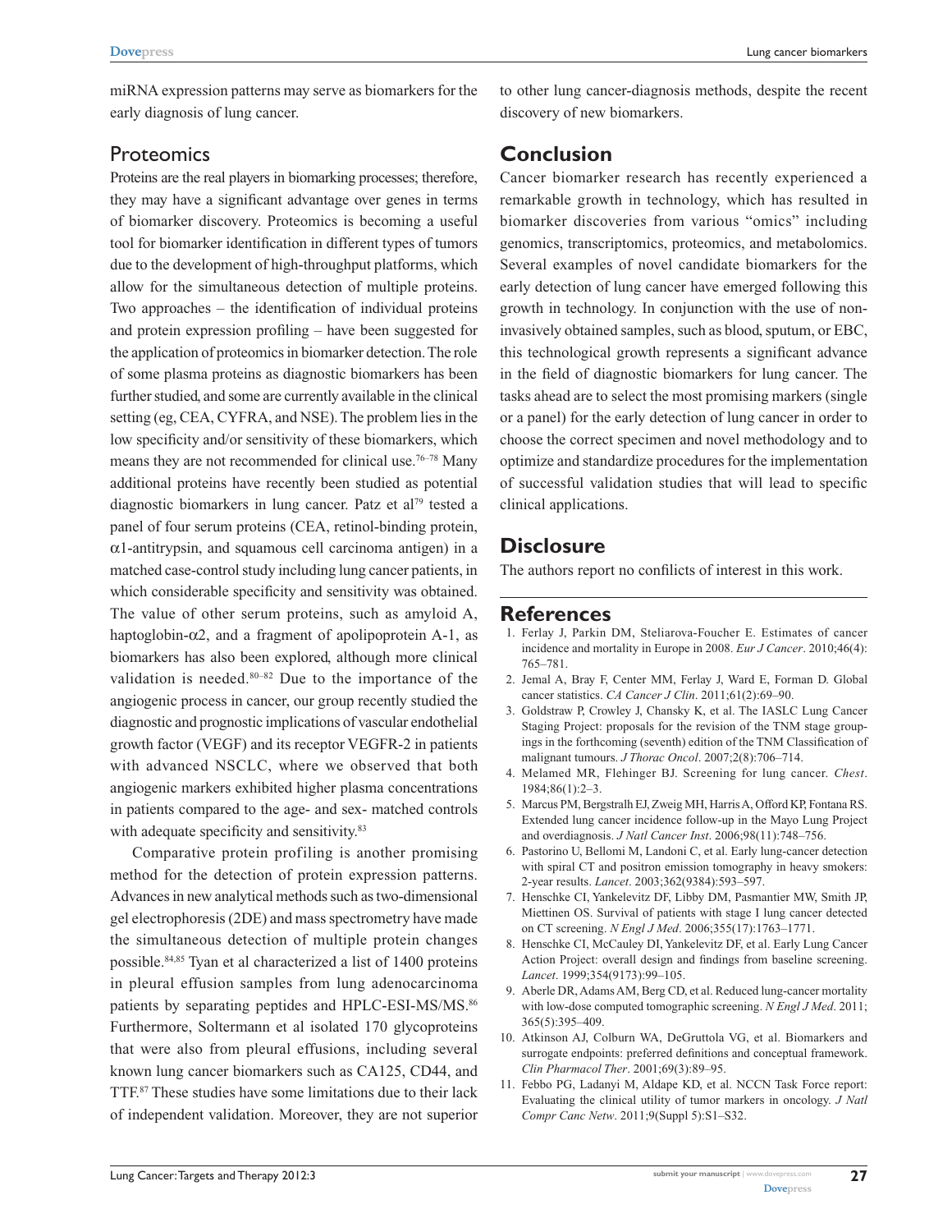miRNA expression patterns may serve as biomarkers for the early diagnosis of lung cancer.

## Proteomics

Proteins are the real players in biomarking processes; therefore, they may have a significant advantage over genes in terms of biomarker discovery. Proteomics is becoming a useful tool for biomarker identification in different types of tumors due to the development of high-throughput platforms, which allow for the simultaneous detection of multiple proteins. Two approaches – the identification of individual proteins and protein expression profiling – have been suggested for the application of proteomics in biomarker detection. The role of some plasma proteins as diagnostic biomarkers has been further studied, and some are currently available in the clinical setting (eg, CEA, CYFRA, and NSE). The problem lies in the low specificity and/or sensitivity of these biomarkers, which means they are not recommended for clinical use.[76–78] Many additional proteins have recently been studied as potential diagnostic biomarkers in lung cancer. Patz et al[79] tested a panel of four serum proteins (CEA, retinol-binding protein, α1-antitrypsin, and squamous cell carcinoma antigen) in a matched case-control study including lung cancer patients, in which considerable specificity and sensitivity was obtained. The value of other serum proteins, such as amyloid A, haptoglobin-α2, and a fragment of apolipoprotein A-1, as biomarkers has also been explored, although more clinical validation is needed.[80–82] Due to the importance of the angiogenic process in cancer, our group recently studied the diagnostic and prognostic implications of vascular endothelial growth factor (VEGF) and its receptor VEGFR-2 in patients with advanced NSCLC, where we observed that both angiogenic markers exhibited higher plasma concentrations in patients compared to the age- and sex- matched controls with adequate specificity and sensitivity.[83]

Comparative protein profiling is another promising method for the detection of protein expression patterns. Advances in new analytical methods such as two-dimensional gel electrophoresis (2DE) and mass spectrometry have made the simultaneous detection of multiple protein changes possible.[84,85] Tyan et al characterized a list of 1400 proteins in pleural effusion samples from lung adenocarcinoma patients by separating peptides and HPLC-ESI-MS/MS.[86] Furthermore, Soltermann et al isolated 170 glycoproteins that were also from pleural effusions, including several known lung cancer biomarkers such as CA125, CD44, and TTF.[87] These studies have some limitations due to their lack of independent validation. Moreover, they are not superior to other lung cancer-diagnosis methods, despite the recent discovery of new biomarkers.

## Conclusion

Cancer biomarker research has recently experienced a remarkable growth in technology, which has resulted in biomarker discoveries from various "omics" including genomics, transcriptomics, proteomics, and metabolomics. Several examples of novel candidate biomarkers for the early detection of lung cancer have emerged following this growth in technology. In conjunction with the use of non-invasively obtained samples, such as blood, sputum, or EBC, this technological growth represents a significant advance in the field of diagnostic biomarkers for lung cancer. The tasks ahead are to select the most promising markers (single or a panel) for the early detection of lung cancer in order to choose the correct specimen and novel methodology and to optimize and standardize procedures for the implementation of successful validation studies that will lead to specific clinical applications.

## Disclosure

The authors report no confilicts of interest in this work.

## References

1. Ferlay J, Parkin DM, Steliarova-Foucher E. Estimates of cancer incidence and mortality in Europe in 2008. *Eur J Cancer*. 2010;46(4): 765–781.
2. Jemal A, Bray F, Center MM, Ferlay J, Ward E, Forman D. Global cancer statistics. *CA Cancer J Clin*. 2011;61(2):69–90.
3. Goldstraw P, Crowley J, Chansky K, et al. The IASLC Lung Cancer Staging Project: proposals for the revision of the TNM stage groupings in the forthcoming (seventh) edition of the TNM Classification of malignant tumours. *J Thorac Oncol*. 2007;2(8):706–714.
4. Melamed MR, Flehinger BJ. Screening for lung cancer. *Chest*. 1984;86(1):2–3.
5. Marcus PM, Bergstralh EJ, Zweig MH, Harris A, Offord KP, Fontana RS. Extended lung cancer incidence follow-up in the Mayo Lung Project and overdiagnosis. *J Natl Cancer Inst*. 2006;98(11):748–756.
6. Pastorino U, Bellomi M, Landoni C, et al. Early lung-cancer detection with spiral CT and positron emission tomography in heavy smokers: 2-year results. *Lancet*. 2003;362(9384):593–597.
7. Henschke CI, Yankelevitz DF, Libby DM, Pasmantier MW, Smith JP, Miettinen OS. Survival of patients with stage I lung cancer detected on CT screening. *N Engl J Med*. 2006;355(17):1763–1771.
8. Henschke CI, McCauley DI, Yankelevitz DF, et al. Early Lung Cancer Action Project: overall design and findings from baseline screening. *Lancet*. 1999;354(9173):99–105.
9. Aberle DR, Adams AM, Berg CD, et al. Reduced lung-cancer mortality with low-dose computed tomographic screening. *N Engl J Med*. 2011; 365(5):395–409.
10. Atkinson AJ, Colburn WA, DeGruttola VG, et al. Biomarkers and surrogate endpoints: preferred definitions and conceptual framework. *Clin Pharmacol Ther*. 2001;69(3):89–95.
11. Febbo PG, Ladanyi M, Aldape KD, et al. NCCN Task Force report: Evaluating the clinical utility of tumor markers in oncology. *J Natl Compr Canc Netw*. 2011;9(Suppl 5):S1–S32.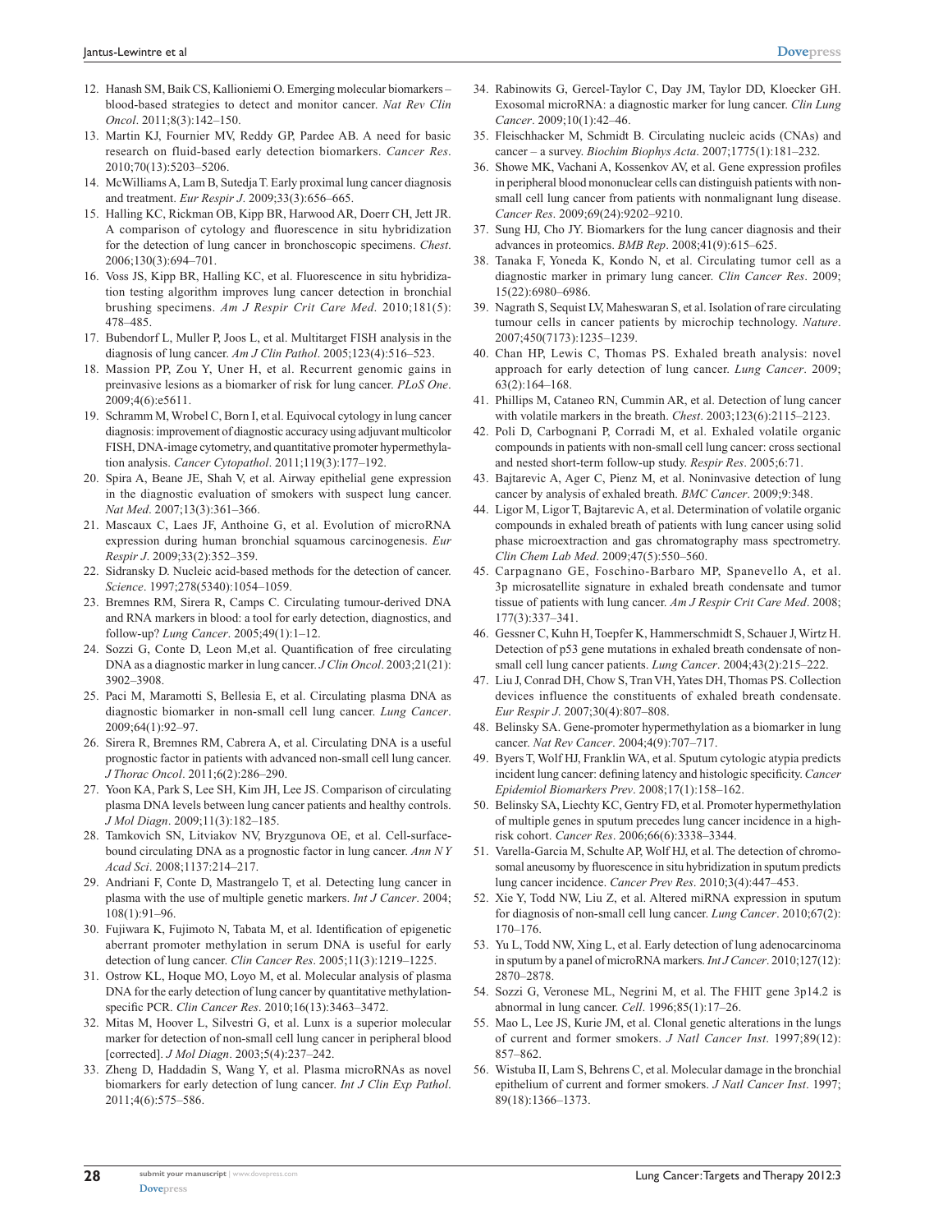12. Hanash SM, Baik CS, Kallioniemi O. Emerging molecular biomarkers – blood-based strategies to detect and monitor cancer. *Nat Rev Clin Oncol*. 2011;8(3):142–150.
13. Martin KJ, Fournier MV, Reddy GP, Pardee AB. A need for basic research on fluid-based early detection biomarkers. *Cancer Res*. 2010;70(13):5203–5206.
14. McWilliams A, Lam B, Sutedja T. Early proximal lung cancer diagnosis and treatment. *Eur Respir J*. 2009;33(3):656–665.
15. Halling KC, Rickman OB, Kipp BR, Harwood AR, Doerr CH, Jett JR. A comparison of cytology and fluorescence in situ hybridization for the detection of lung cancer in bronchoscopic specimens. *Chest*. 2006;130(3):694–701.
16. Voss JS, Kipp BR, Halling KC, et al. Fluorescence in situ hybridization testing algorithm improves lung cancer detection in bronchial brushing specimens. *Am J Respir Crit Care Med*. 2010;181(5): 478–485.
17. Bubendorf L, Muller P, Joos L, et al. Multitarget FISH analysis in the diagnosis of lung cancer. *Am J Clin Pathol*. 2005;123(4):516–523.
18. Massion PP, Zou Y, Uner H, et al. Recurrent genomic gains in preinvasive lesions as a biomarker of risk for lung cancer. *PLoS One*. 2009;4(6):e5611.
19. Schramm M, Wrobel C, Born I, et al. Equivocal cytology in lung cancer diagnosis: improvement of diagnostic accuracy using adjuvant multicolor FISH, DNA-image cytometry, and quantitative promoter hypermethylation analysis. *Cancer Cytopathol*. 2011;119(3):177–192.
20. Spira A, Beane JE, Shah V, et al. Airway epithelial gene expression in the diagnostic evaluation of smokers with suspect lung cancer. *Nat Med*. 2007;13(3):361–366.
21. Mascaux C, Laes JF, Anthoine G, et al. Evolution of microRNA expression during human bronchial squamous carcinogenesis. *Eur Respir J*. 2009;33(2):352–359.
22. Sidransky D. Nucleic acid-based methods for the detection of cancer. *Science*. 1997;278(5340):1054–1059.
23. Bremnes RM, Sirera R, Camps C. Circulating tumour-derived DNA and RNA markers in blood: a tool for early detection, diagnostics, and follow-up? *Lung Cancer*. 2005;49(1):1–12.
24. Sozzi G, Conte D, Leon M,et al. Quantification of free circulating DNA as a diagnostic marker in lung cancer. *J Clin Oncol*. 2003;21(21): 3902–3908.
25. Paci M, Maramotti S, Bellesia E, et al. Circulating plasma DNA as diagnostic biomarker in non-small cell lung cancer. *Lung Cancer*. 2009;64(1):92–97.
26. Sirera R, Bremnes RM, Cabrera A, et al. Circulating DNA is a useful prognostic factor in patients with advanced non-small cell lung cancer. *J Thorac Oncol*. 2011;6(2):286–290.
27. Yoon KA, Park S, Lee SH, Kim JH, Lee JS. Comparison of circulating plasma DNA levels between lung cancer patients and healthy controls. *J Mol Diagn*. 2009;11(3):182–185.
28. Tamkovich SN, Litviakov NV, Bryzgunova OE, et al. Cell-surface-bound circulating DNA as a prognostic factor in lung cancer. *Ann N Y Acad Sci*. 2008;1137:214–217.
29. Andriani F, Conte D, Mastrangelo T, et al. Detecting lung cancer in plasma with the use of multiple genetic markers. *Int J Cancer*. 2004; 108(1):91–96.
30. Fujiwara K, Fujimoto N, Tabata M, et al. Identification of epigenetic aberrant promoter methylation in serum DNA is useful for early detection of lung cancer. *Clin Cancer Res*. 2005;11(3):1219–1225.
31. Ostrow KL, Hoque MO, Loyo M, et al. Molecular analysis of plasma DNA for the early detection of lung cancer by quantitative methylation-specific PCR. *Clin Cancer Res*. 2010;16(13):3463–3472.
32. Mitas M, Hoover L, Silvestri G, et al. Lunx is a superior molecular marker for detection of non-small cell lung cancer in peripheral blood [corrected]. *J Mol Diagn*. 2003;5(4):237–242.
33. Zheng D, Haddadin S, Wang Y, et al. Plasma microRNAs as novel biomarkers for early detection of lung cancer. *Int J Clin Exp Pathol*. 2011;4(6):575–586.
34. Rabinowits G, Gercel-Taylor C, Day JM, Taylor DD, Kloecker GH. Exosomal microRNA: a diagnostic marker for lung cancer. *Clin Lung Cancer*. 2009;10(1):42–46.
35. Fleischhacker M, Schmidt B. Circulating nucleic acids (CNAs) and cancer – a survey. *Biochim Biophys Acta*. 2007;1775(1):181–232.
36. Showe MK, Vachani A, Kossenkov AV, et al. Gene expression profiles in peripheral blood mononuclear cells can distinguish patients with non-small cell lung cancer from patients with nonmalignant lung disease. *Cancer Res*. 2009;69(24):9202–9210.
37. Sung HJ, Cho JY. Biomarkers for the lung cancer diagnosis and their advances in proteomics. *BMB Rep*. 2008;41(9):615–625.
38. Tanaka F, Yoneda K, Kondo N, et al. Circulating tumor cell as a diagnostic marker in primary lung cancer. *Clin Cancer Res*. 2009; 15(22):6980–6986.
39. Nagrath S, Sequist LV, Maheswaran S, et al. Isolation of rare circulating tumour cells in cancer patients by microchip technology. *Nature*. 2007;450(7173):1235–1239.
40. Chan HP, Lewis C, Thomas PS. Exhaled breath analysis: novel approach for early detection of lung cancer. *Lung Cancer*. 2009; 63(2):164–168.
41. Phillips M, Cataneo RN, Cummin AR, et al. Detection of lung cancer with volatile markers in the breath. *Chest*. 2003;123(6):2115–2123.
42. Poli D, Carbognani P, Corradi M, et al. Exhaled volatile organic compounds in patients with non-small cell lung cancer: cross sectional and nested short-term follow-up study. *Respir Res*. 2005;6:71.
43. Bajtarevic A, Ager C, Pienz M, et al. Noninvasive detection of lung cancer by analysis of exhaled breath. *BMC Cancer*. 2009;9:348.
44. Ligor M, Ligor T, Bajtarevic A, et al. Determination of volatile organic compounds in exhaled breath of patients with lung cancer using solid phase microextraction and gas chromatography mass spectrometry. *Clin Chem Lab Med*. 2009;47(5):550–560.
45. Carpagnano GE, Foschino-Barbaro MP, Spanevello A, et al. 3p microsatellite signature in exhaled breath condensate and tumor tissue of patients with lung cancer. *Am J Respir Crit Care Med*. 2008; 177(3):337–341.
46. Gessner C, Kuhn H, Toepfer K, Hammerschmidt S, Schauer J, Wirtz H. Detection of p53 gene mutations in exhaled breath condensate of non-small cell lung cancer patients. *Lung Cancer*. 2004;43(2):215–222.
47. Liu J, Conrad DH, Chow S, Tran VH, Yates DH, Thomas PS. Collection devices influence the constituents of exhaled breath condensate. *Eur Respir J*. 2007;30(4):807–808.
48. Belinsky SA. Gene-promoter hypermethylation as a biomarker in lung cancer. *Nat Rev Cancer*. 2004;4(9):707–717.
49. Byers T, Wolf HJ, Franklin WA, et al. Sputum cytologic atypia predicts incident lung cancer: defining latency and histologic specificity. *Cancer Epidemiol Biomarkers Prev*. 2008;17(1):158–162.
50. Belinsky SA, Liechty KC, Gentry FD, et al. Promoter hypermethylation of multiple genes in sputum precedes lung cancer incidence in a high-risk cohort. *Cancer Res*. 2006;66(6):3338–3344.
51. Varella-Garcia M, Schulte AP, Wolf HJ, et al. The detection of chromosomal aneusomy by fluorescence in situ hybridization in sputum predicts lung cancer incidence. *Cancer Prev Res*. 2010;3(4):447–453.
52. Xie Y, Todd NW, Liu Z, et al. Altered miRNA expression in sputum for diagnosis of non-small cell lung cancer. *Lung Cancer*. 2010;67(2): 170–176.
53. Yu L, Todd NW, Xing L, et al. Early detection of lung adenocarcinoma in sputum by a panel of microRNA markers. *Int J Cancer*. 2010;127(12): 2870–2878.
54. Sozzi G, Veronese ML, Negrini M, et al. The FHIT gene 3p14.2 is abnormal in lung cancer. *Cell*. 1996;85(1):17–26.
55. Mao L, Lee JS, Kurie JM, et al. Clonal genetic alterations in the lungs of current and former smokers. *J Natl Cancer Inst*. 1997;89(12): 857–862.
56. Wistuba II, Lam S, Behrens C, et al. Molecular damage in the bronchial epithelium of current and former smokers. *J Natl Cancer Inst*. 1997; 89(18):1366–1373.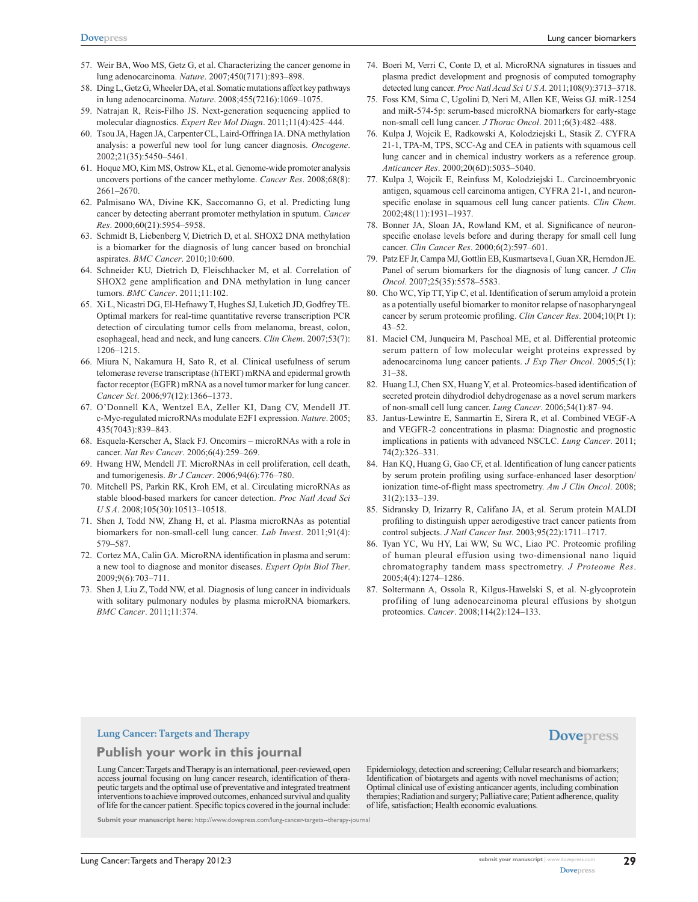57. Weir BA, Woo MS, Getz G, et al. Characterizing the cancer genome in lung adenocarcinoma. *Nature*. 2007;450(7171):893–898.
58. Ding L, Getz G, Wheeler DA, et al. Somatic mutations affect key pathways in lung adenocarcinoma. *Nature*. 2008;455(7216):1069–1075.
59. Natrajan R, Reis-Filho JS. Next-generation sequencing applied to molecular diagnostics. *Expert Rev Mol Diagn*. 2011;11(4):425–444.
60. Tsou JA, Hagen JA, Carpenter CL, Laird-Offringa IA. DNA methylation analysis: a powerful new tool for lung cancer diagnosis. *Oncogene*. 2002;21(35):5450–5461.
61. Hoque MO, Kim MS, Ostrow KL, et al. Genome-wide promoter analysis uncovers portions of the cancer methylome. *Cancer Res*. 2008;68(8):2661–2670.
62. Palmisano WA, Divine KK, Saccomanno G, et al. Predicting lung cancer by detecting aberrant promoter methylation in sputum. *Cancer Res*. 2000;60(21):5954–5958.
63. Schmidt B, Liebenberg V, Dietrich D, et al. SHOX2 DNA methylation is a biomarker for the diagnosis of lung cancer based on bronchial aspirates. *BMC Cancer*. 2010;10:600.
64. Schneider KU, Dietrich D, Fleischhacker M, et al. Correlation of SHOX2 gene amplification and DNA methylation in lung cancer tumors. *BMC Cancer*. 2011;11:102.
65. Xi L, Nicastri DG, El-Hefnawy T, Hughes SJ, Luketich JD, Godfrey TE. Optimal markers for real-time quantitative reverse transcription PCR detection of circulating tumor cells from melanoma, breast, colon, esophageal, head and neck, and lung cancers. *Clin Chem*. 2007;53(7):1206–1215.
66. Miura N, Nakamura H, Sato R, et al. Clinical usefulness of serum telomerase reverse transcriptase (hTERT) mRNA and epidermal growth factor receptor (EGFR) mRNA as a novel tumor marker for lung cancer. *Cancer Sci*. 2006;97(12):1366–1373.
67. O'Donnell KA, Wentzel EA, Zeller KI, Dang CV, Mendell JT. c-Myc-regulated microRNAs modulate E2F1 expression. *Nature*. 2005;435(7043):839–843.
68. Esquela-Kerscher A, Slack FJ. Oncomirs – microRNAs with a role in cancer. *Nat Rev Cancer*. 2006;6(4):259–269.
69. Hwang HW, Mendell JT. MicroRNAs in cell proliferation, cell death, and tumorigenesis. *Br J Cancer*. 2006;94(6):776–780.
70. Mitchell PS, Parkin RK, Kroh EM, et al. Circulating microRNAs as stable blood-based markers for cancer detection. *Proc Natl Acad Sci U S A*. 2008;105(30):10513–10518.
71. Shen J, Todd NW, Zhang H, et al. Plasma microRNAs as potential biomarkers for non-small-cell lung cancer. *Lab Invest*. 2011;91(4):579–587.
72. Cortez MA, Calin GA. MicroRNA identification in plasma and serum: a new tool to diagnose and monitor diseases. *Expert Opin Biol Ther*. 2009;9(6):703–711.
73. Shen J, Liu Z, Todd NW, et al. Diagnosis of lung cancer in individuals with solitary pulmonary nodules by plasma microRNA biomarkers. *BMC Cancer*. 2011;11:374.
74. Boeri M, Verri C, Conte D, et al. MicroRNA signatures in tissues and plasma predict development and prognosis of computed tomography detected lung cancer. *Proc Natl Acad Sci U S A*. 2011;108(9):3713–3718.
75. Foss KM, Sima C, Ugolini D, Neri M, Allen KE, Weiss GJ. miR-1254 and miR-574-5p: serum-based microRNA biomarkers for early-stage non-small cell lung cancer. *J Thorac Oncol*. 2011;6(3):482–488.
76. Kulpa J, Wojcik E, Radkowski A, Kolodziejski L, Stasik Z. CYFRA 21-1, TPA-M, TPS, SCC-Ag and CEA in patients with squamous cell lung cancer and in chemical industry workers as a reference group. *Anticancer Res*. 2000;20(6D):5035–5040.
77. Kulpa J, Wojcik E, Reinfuss M, Kolodziejski L. Carcinoembryonic antigen, squamous cell carcinoma antigen, CYFRA 21-1, and neuron-specific enolase in squamous cell lung cancer patients. *Clin Chem*. 2002;48(11):1931–1937.
78. Bonner JA, Sloan JA, Rowland KM, et al. Significance of neuron-specific enolase levels before and during therapy for small cell lung cancer. *Clin Cancer Res*. 2000;6(2):597–601.
79. Patz EF Jr, Campa MJ, Gottlin EB, Kusmartseva I, Guan XR, Herndon JE. Panel of serum biomarkers for the diagnosis of lung cancer. *J Clin Oncol*. 2007;25(35):5578–5583.
80. Cho WC, Yip TT, Yip C, et al. Identification of serum amyloid a protein as a potentially useful biomarker to monitor relapse of nasopharyngeal cancer by serum proteomic profiling. *Clin Cancer Res*. 2004;10(Pt 1):43–52.
81. Maciel CM, Junqueira M, Paschoal ME, et al. Differential proteomic serum pattern of low molecular weight proteins expressed by adenocarcinoma lung cancer patients. *J Exp Ther Oncol*. 2005;5(1):31–38.
82. Huang LJ, Chen SX, Huang Y, et al. Proteomics-based identification of secreted protein dihydrodiol dehydrogenase as a novel serum markers of non-small cell lung cancer. *Lung Cancer*. 2006;54(1):87–94.
83. Jantus-Lewintre E, Sanmartin E, Sirera R, et al. Combined VEGF-A and VEGFR-2 concentrations in plasma: Diagnostic and prognostic implications in patients with advanced NSCLC. *Lung Cancer*. 2011;74(2):326–331.
84. Han KQ, Huang G, Gao CF, et al. Identification of lung cancer patients by serum protein profiling using surface-enhanced laser desorption/ionization time-of-flight mass spectrometry. *Am J Clin Oncol*. 2008;31(2):133–139.
85. Sidransky D, Irizarry R, Califano JA, et al. Serum protein MALDI profiling to distinguish upper aerodigestive tract cancer patients from control subjects. *J Natl Cancer Inst*. 2003;95(22):1711–1717.
86. Tyan YC, Wu HY, Lai WW, Su WC, Liao PC. Proteomic profiling of human pleural effusion using two-dimensional nano liquid chromatography tandem mass spectrometry. *J Proteome Res*. 2005;4(4):1274–1286.
87. Soltermann A, Ossola R, Kilgus-Hawelski S, et al. N-glycoprotein profiling of lung adenocarcinoma pleural effusions by shotgun proteomics. *Cancer*. 2008;114(2):124–133.

**Lung Cancer: Targets and Therapy**

**Dovepress**

## Publish your work in this journal

Lung Cancer: Targets and Therapy is an international, peer-reviewed, open access journal focusing on lung cancer research, identification of therapeutic targets and the optimal use of preventative and integrated treatment interventions to achieve improved outcomes, enhanced survival and quality of life for the cancer patient. Specific topics covered in the journal include: Epidemiology, detection and screening; Cellular research and biomarkers; Identification of biotargets and agents with novel mechanisms of action; Optimal clinical use of existing anticancer agents, including combination therapies; Radiation and surgery; Palliative care; Patient adherence, quality of life, satisfaction; Health economic evaluations.

**Submit your manuscript here:** http://www.dovepress.com/lung-cancer-targets--therapy-journal